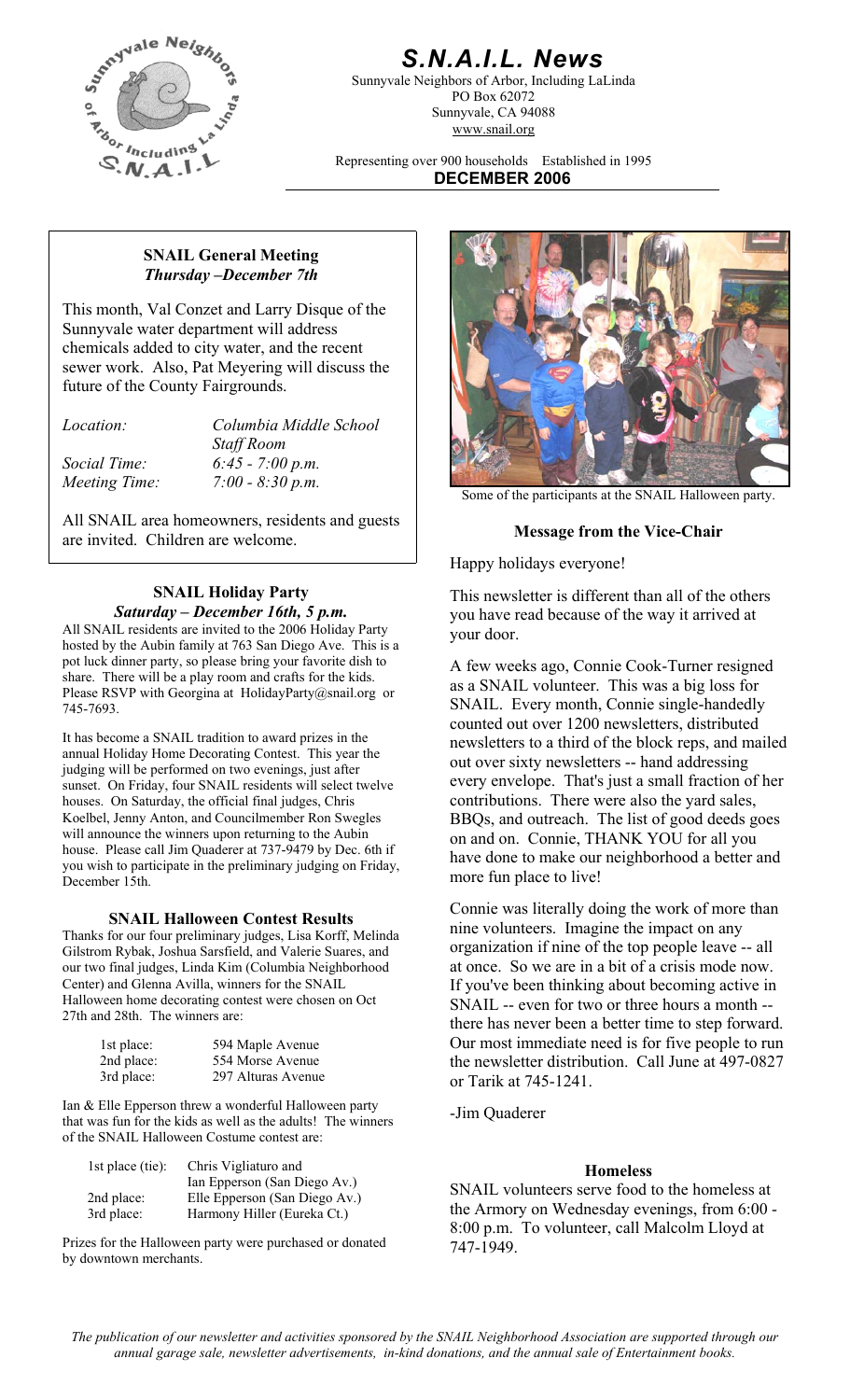# *S.N.A.I.L. News*

Sunnyvale Neighbors of Arbor, Including LaLinda
PO Box 62072
Sunnyvale, CA 94088
www.snail.org

Representing over 900 households Established in 1995

**DECEMBER 2006**

## SNAIL General Meeting
### *Thursday –December 7th*

This month, Val Conzet and Larry Disque of the Sunnyvale water department will address chemicals added to city water, and the recent sewer work. Also, Pat Meyering will discuss the future of the County Fairgrounds.

| | |
|---|---|
| *Location:* | *Columbia Middle School Staff Room* |
| *Social Time:* | *6:45 - 7:00 p.m.* |
| *Meeting Time:* | *7:00 - 8:30 p.m.* |

All SNAIL area homeowners, residents and guests are invited. Children are welcome.

## SNAIL Holiday Party
### *Saturday – December 16th, 5 p.m.*

All SNAIL residents are invited to the 2006 Holiday Party hosted by the Aubin family at 763 San Diego Ave. This is a pot luck dinner party, so please bring your favorite dish to share. There will be a play room and crafts for the kids. Please RSVP with Georgina at HolidayParty@snail.org or 745-7693.

It has become a SNAIL tradition to award prizes in the annual Holiday Home Decorating Contest. This year the judging will be performed on two evenings, just after sunset. On Friday, four SNAIL residents will select twelve houses. On Saturday, the official final judges, Chris Koelbel, Jenny Anton, and Councilmember Ron Swegles will announce the winners upon returning to the Aubin house. Please call Jim Quaderer at 737-9479 by Dec. 6th if you wish to participate in the preliminary judging on Friday, December 15th.

## SNAIL Halloween Contest Results

Thanks for our four preliminary judges, Lisa Korff, Melinda Gilstrom Rybak, Joshua Sarsfield, and Valerie Suares, and our two final judges, Linda Kim (Columbia Neighborhood Center) and Glenna Avilla, winners for the SNAIL Halloween home decorating contest were chosen on Oct 27th and 28th. The winners are:

| | |
|---|---|
| 1st place: | 594 Maple Avenue |
| 2nd place: | 554 Morse Avenue |
| 3rd place: | 297 Alturas Avenue |

Ian & Elle Epperson threw a wonderful Halloween party that was fun for the kids as well as the adults! The winners of the SNAIL Halloween Costume contest are:

| | |
|---|---|
| 1st place (tie): | Chris Vigliaturo and Ian Epperson (San Diego Av.) |
| 2nd place: | Elle Epperson (San Diego Av.) |
| 3rd place: | Harmony Hiller (Eureka Ct.) |

Prizes for the Halloween party were purchased or donated by downtown merchants.

Some of the participants at the SNAIL Halloween party.

## Message from the Vice-Chair

Happy holidays everyone!

This newsletter is different than all of the others you have read because of the way it arrived at your door.

A few weeks ago, Connie Cook-Turner resigned as a SNAIL volunteer. This was a big loss for SNAIL. Every month, Connie single-handedly counted out over 1200 newsletters, distributed newsletters to a third of the block reps, and mailed out over sixty newsletters -- hand addressing every envelope. That's just a small fraction of her contributions. There were also the yard sales, BBQs, and outreach. The list of good deeds goes on and on. Connie, THANK YOU for all you have done to make our neighborhood a better and more fun place to live!

Connie was literally doing the work of more than nine volunteers. Imagine the impact on any organization if nine of the top people leave -- all at once. So we are in a bit of a crisis mode now. If you've been thinking about becoming active in SNAIL -- even for two or three hours a month -- there has never been a better time to step forward. Our most immediate need is for five people to run the newsletter distribution. Call June at 497-0827 or Tarik at 745-1241.

-Jim Quaderer

## Homeless

SNAIL volunteers serve food to the homeless at the Armory on Wednesday evenings, from 6:00 - 8:00 p.m. To volunteer, call Malcolm Lloyd at 747-1949.

*The publication of our newsletter and activities sponsored by the SNAIL Neighborhood Association are supported through our annual garage sale, newsletter advertisements, in-kind donations, and the annual sale of Entertainment books.*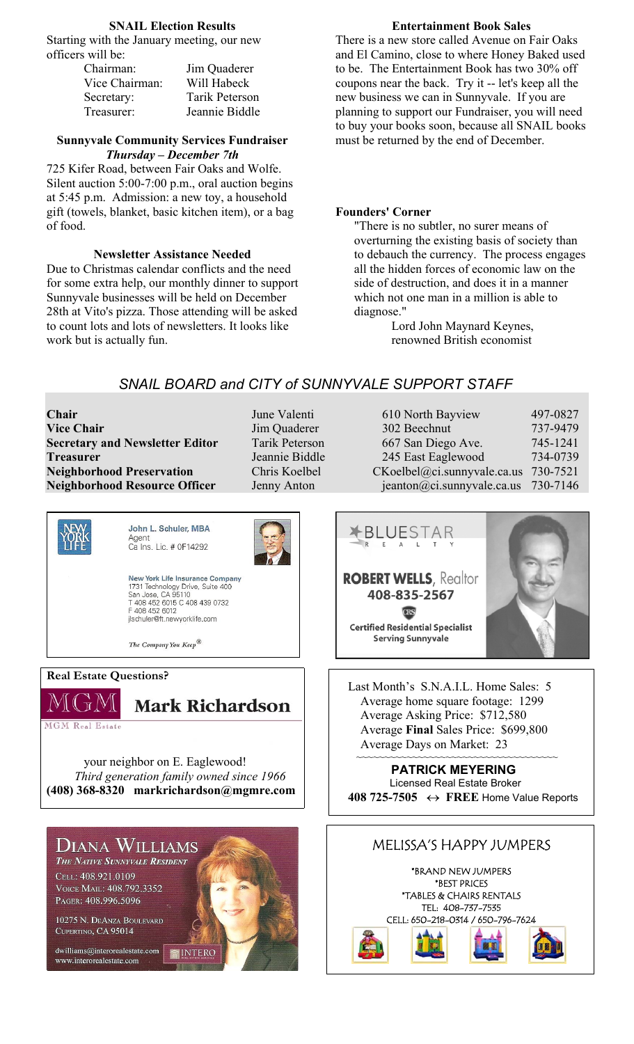### SNAIL Election Results

Starting with the January meeting, our new officers will be:

| | |
|---|---|
| Chairman: | Jim Quaderer |
| Vice Chairman: | Will Habeck |
| Secretary: | Tarik Peterson |
| Treasurer: | Jeannie Biddle |

### Sunnyvale Community Services Fundraiser

***Thursday – December 7th***

725 Kifer Road, between Fair Oaks and Wolfe. Silent auction 5:00-7:00 p.m., oral auction begins at 5:45 p.m. Admission: a new toy, a household gift (towels, blanket, basic kitchen item), or a bag of food.

### Newsletter Assistance Needed

Due to Christmas calendar conflicts and the need for some extra help, our monthly dinner to support Sunnyvale businesses will be held on December 28th at Vito's pizza. Those attending will be asked to count lots and lots of newsletters. It looks like work but is actually fun.

### Entertainment Book Sales

There is a new store called Avenue on Fair Oaks and El Camino, close to where Honey Baked used to be. The Entertainment Book has two 30% off coupons near the back. Try it -- let's keep all the new business we can in Sunnyvale. If you are planning to support our Fundraiser, you will need to buy your books soon, because all SNAIL books must be returned by the end of December.

### Founders' Corner

"There is no subtler, no surer means of overturning the existing basis of society than to debauch the currency. The process engages all the hidden forces of economic law on the side of destruction, and does it in a manner which not one man in a million is able to diagnose."

Lord John Maynard Keynes,
renowned British economist

## *SNAIL BOARD and CITY of SUNNYVALE SUPPORT STAFF*

| | | | |
|---|---|---|---|
| **Chair** | June Valenti | 610 North Bayview | 497-0827 |
| **Vice Chair** | Jim Quaderer | 302 Beechnut | 737-9479 |
| **Secretary and Newsletter Editor** | Tarik Peterson | 667 San Diego Ave. | 745-1241 |
| **Treasurer** | Jeannie Biddle | 245 East Eaglewood | 734-0739 |
| **Neighborhood Preservation** | Chris Koelbel | CKoelbel@ci.sunnyvale.ca.us | 730-7521 |
| **Neighborhood Resource Officer** | Jenny Anton | jeanton@ci.sunnyvale.ca.us | 730-7146 |

New York Life
John L. Schuler, MBA
Agent
Ca Ins. Lic. # 0F14292
New York Life Insurance Company
1731 Technology Drive, Suite 400
San Jose, CA 95110
T 408 452 6015 C 408 439 0732
F 408 452 6012
jlschuler@ft.newyorklife.com
*The Company You Keep*®

BLUESTAR REALTY
**ROBERT WELLS**, Realtor
**408-835-2567**
CRS
**Certified Residential Specialist**
**Serving Sunnyvale**

**Real Estate Questions?**

MGM Real Estate
**Mark Richardson**

your neighbor on E. Eaglewood!
*Third generation family owned since 1966*
**(408) 368-8320 markrichardson@mgmre.com**

Last Month's S.N.A.I.L. Home Sales: 5
Average home square footage: 1299
Average Asking Price: $712,580
Average **Final** Sales Price: $699,800
Average Days on Market: 23

**PATRICK MEYERING**
Licensed Real Estate Broker
**408 725-7505** ↔ **FREE** Home Value Reports

**DIANA WILLIAMS**
*THE NATIVE SUNNYVALE RESIDENT*
CELL: 408.921.0109
VOICE MAIL: 408.792.3352
PAGER: 408.996.5096
10275 N. DEANZA BOULEVARD
CUPERTINO, CA 95014
dwilliams@interorealestate.com
www.interorealestate.com
INTERO REAL ESTATE SERVICES

MELISSA'S HAPPY JUMPERS
*BRAND NEW JUMPERS
*BEST PRICES
*TABLES & CHAIRS RENTALS
TEL: 408-737-7535
CELL: 650-218-0314 / 650-796-7624